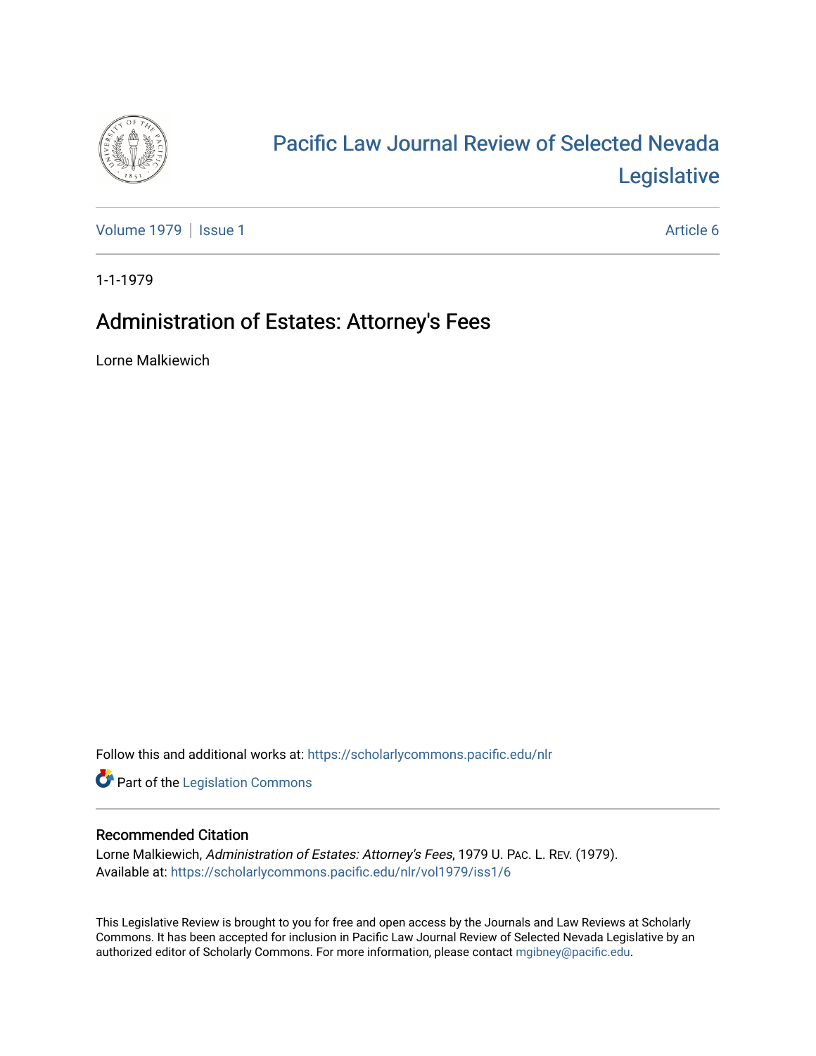# Pacific Law Journal Review of Selected Nevada Legislative

Volume 1979 | Issue 1 Article 6

1-1-1979

## Administration of Estates: Attorney's Fees

Lorne Malkiewich

Follow this and additional works at: https://scholarlycommons.pacific.edu/nlr

Part of the Legislation Commons

### Recommended Citation

Lorne Malkiewich, *Administration of Estates: Attorney's Fees*, 1979 U. Pac. L. Rev. (1979).
Available at: https://scholarlycommons.pacific.edu/nlr/vol1979/iss1/6

This Legislative Review is brought to you for free and open access by the Journals and Law Reviews at Scholarly Commons. It has been accepted for inclusion in Pacific Law Journal Review of Selected Nevada Legislative by an authorized editor of Scholarly Commons. For more information, please contact mgibney@pacific.edu.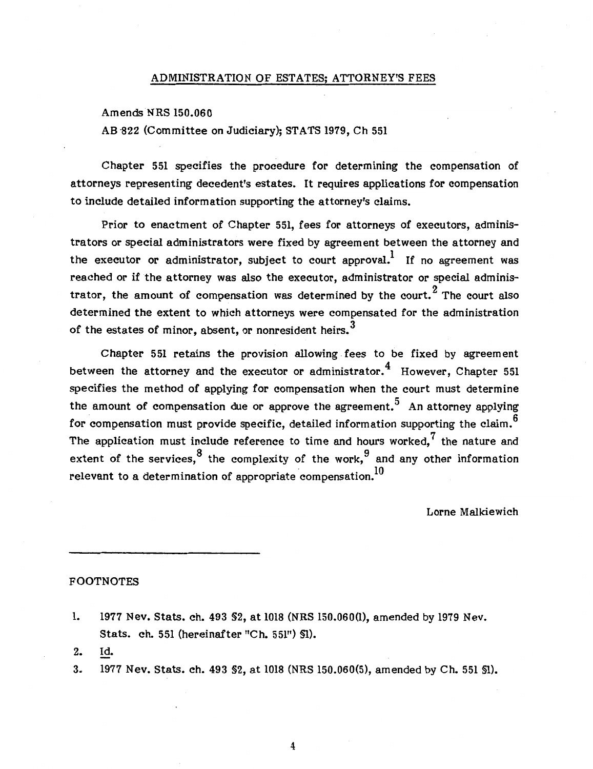## ADMINISTRATION OF ESTATES; ATTORNEY'S FEES

Amends NRS 150.060

AB 822 (Committee on Judiciary); STATS 1979, Ch 551

Chapter 551 specifies the procedure for determining the compensation of attorneys representing decedent's estates. It requires applications for compensation to include detailed information supporting the attorney's claims.

Prior to enactment of Chapter 551, fees for attorneys of executors, administrators or special administrators were fixed by agreement between the attorney and the executor or administrator, subject to court approval.[1] If no agreement was reached or if the attorney was also the executor, administrator or special administrator, the amount of compensation was determined by the court.[2] The court also determined the extent to which attorneys were compensated for the administration of the estates of minor, absent, or nonresident heirs.[3]

Chapter 551 retains the provision allowing fees to be fixed by agreement between the attorney and the executor or administrator.[4] However, Chapter 551 specifies the method of applying for compensation when the court must determine the amount of compensation due or approve the agreement.[5] An attorney applying for compensation must provide specific, detailed information supporting the claim.[6] The application must include reference to time and hours worked,[7] the nature and extent of the services,[8] the complexity of the work,[9] and any other information relevant to a determination of appropriate compensation.[10]

Lorne Malkiewich

---

FOOTNOTES

1. 1977 Nev. Stats. ch. 493 §2, at 1018 (NRS 150.060(1), amended by 1979 Nev. Stats. ch. 551 (hereinafter "Ch. 551") §1).
2. Id.
3. 1977 Nev. Stats. ch. 493 §2, at 1018 (NRS 150.060(5), amended by Ch. 551 §1).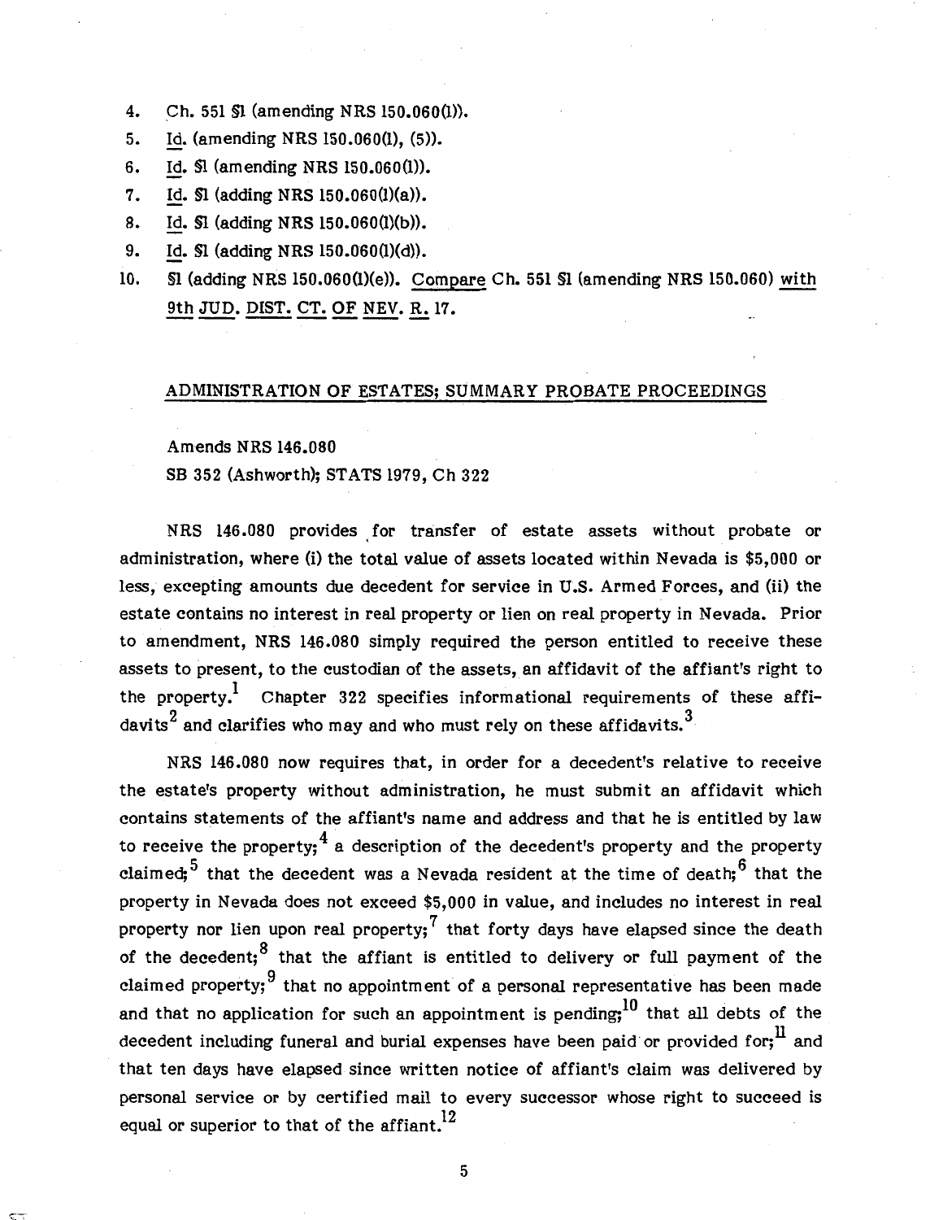4. Ch. 551 §1 (amending NRS 150.060(1)).
5. Id. (amending NRS 150.060(1), (5)).
6. Id. §1 (amending NRS 150.060(1)).
7. Id. §1 (adding NRS 150.060(1)(a)).
8. Id. §1 (adding NRS 150.060(1)(b)).
9. Id. §1 (adding NRS 150.060(1)(d)).
10. §1 (adding NRS 150.060(1)(e)). Compare Ch. 551 §1 (amending NRS 150.060) with 9th JUD. DIST. CT. OF NEV. R. 17.

## ADMINISTRATION OF ESTATES; SUMMARY PROBATE PROCEEDINGS

Amends NRS 146.080

SB 352 (Ashworth); STATS 1979, Ch 322

NRS 146.080 provides for transfer of estate assets without probate or administration, where (i) the total value of assets located within Nevada is $5,000 or less, excepting amounts due decedent for service in U.S. Armed Forces, and (ii) the estate contains no interest in real property or lien on real property in Nevada. Prior to amendment, NRS 146.080 simply required the person entitled to receive these assets to present, to the custodian of the assets, an affidavit of the affiant's right to the property.[1] Chapter 322 specifies informational requirements of these affidavits[2] and clarifies who may and who must rely on these affidavits.[3]

NRS 146.080 now requires that, in order for a decedent's relative to receive the estate's property without administration, he must submit an affidavit which contains statements of the affiant's name and address and that he is entitled by law to receive the property;[4] a description of the decedent's property and the property claimed;[5] that the decedent was a Nevada resident at the time of death;[6] that the property in Nevada does not exceed $5,000 in value, and includes no interest in real property nor lien upon real property;[7] that forty days have elapsed since the death of the decedent;[8] that the affiant is entitled to delivery or full payment of the claimed property;[9] that no appointment of a personal representative has been made and that no application for such an appointment is pending;[10] that all debts of the decedent including funeral and burial expenses have been paid or provided for;[11] and that ten days have elapsed since written notice of affiant's claim was delivered by personal service or by certified mail to every successor whose right to succeed is equal or superior to that of the affiant.[12]